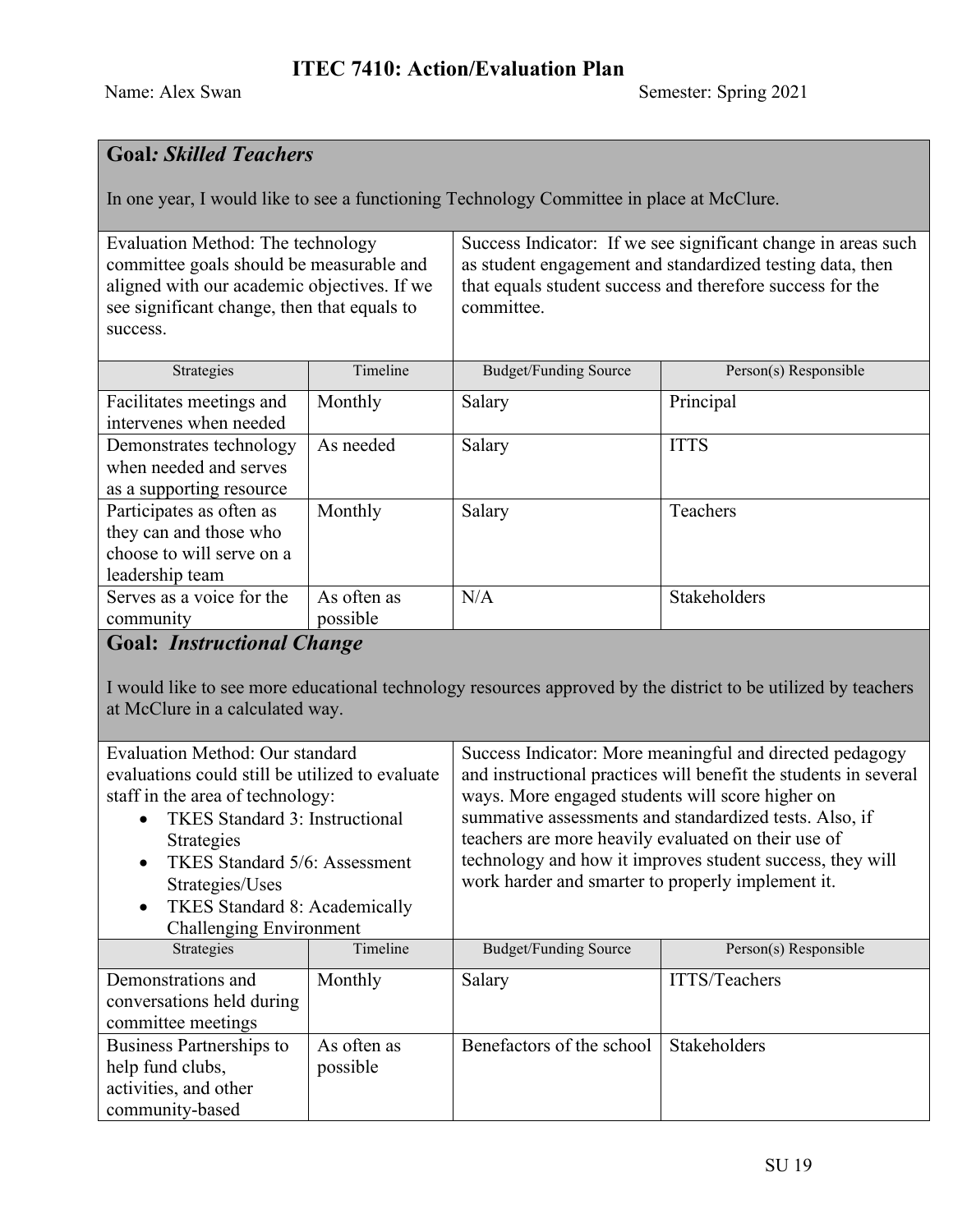# ITEC 7410: Action/Evaluation Plan

Name: Alex Swan  Semester: Spring 2021

## Goal: *Skilled Teachers*

In one year, I would like to see a functioning Technology Committee in place at McClure.

Evaluation Method: The technology committee goals should be measurable and aligned with our academic objectives. If we see significant change, then that equals to success.

Success Indicator: If we see significant change in areas such as student engagement and standardized testing data, then that equals student success and therefore success for the committee.

| Strategies | Timeline | Budget/Funding Source | Person(s) Responsible |
|---|---|---|---|
| Facilitates meetings and intervenes when needed | Monthly | Salary | Principal |
| Demonstrates technology when needed and serves as a supporting resource | As needed | Salary | ITTS |
| Participates as often as they can and those who choose to will serve on a leadership team | Monthly | Salary | Teachers |
| Serves as a voice for the community | As often as possible | N/A | Stakeholders |

## Goal: *Instructional Change*

I would like to see more educational technology resources approved by the district to be utilized by teachers at McClure in a calculated way.

Evaluation Method: Our standard evaluations could still be utilized to evaluate staff in the area of technology:

- TKES Standard 3: Instructional Strategies
- TKES Standard 5/6: Assessment Strategies/Uses
- TKES Standard 8: Academically Challenging Environment

Success Indicator: More meaningful and directed pedagogy and instructional practices will benefit the students in several ways. More engaged students will score higher on summative assessments and standardized tests. Also, if teachers are more heavily evaluated on their use of technology and how it improves student success, they will work harder and smarter to properly implement it.

| Strategies | Timeline | Budget/Funding Source | Person(s) Responsible |
|---|---|---|---|
| Demonstrations and conversations held during committee meetings | Monthly | Salary | ITTS/Teachers |
| Business Partnerships to help fund clubs, activities, and other community-based | As often as possible | Benefactors of the school | Stakeholders |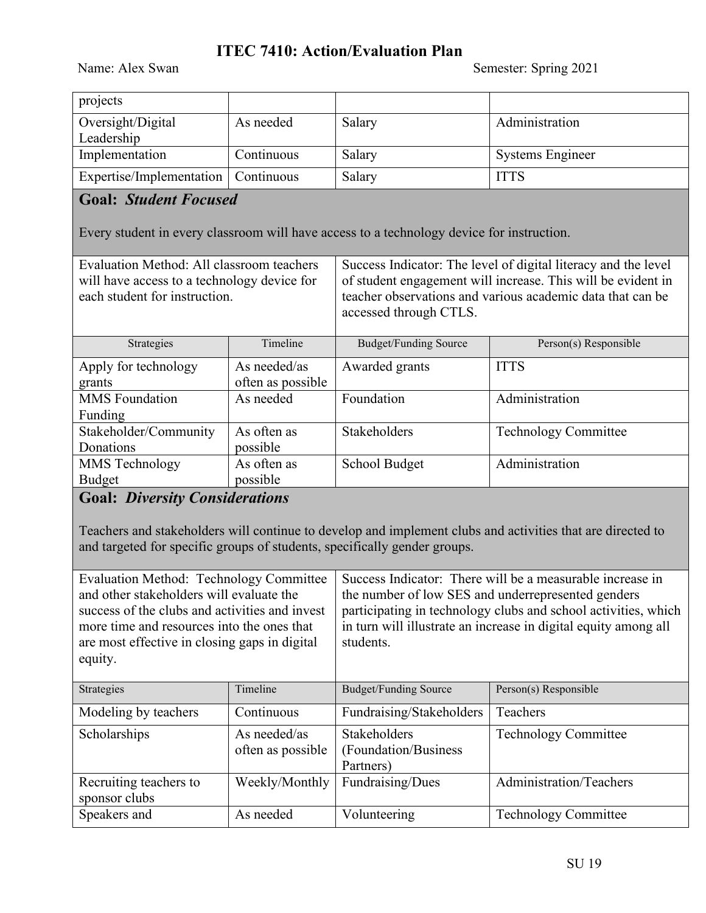| | | | |
|---|---|---|---|
| projects | | | |
| Oversight/Digital Leadership | As needed | Salary | Administration |
| Implementation | Continuous | Salary | Systems Engineer |
| Expertise/Implementation | Continuous | Salary | ITTS |

## Goal: *Student Focused*

Every student in every classroom will have access to a technology device for instruction.

Evaluation Method: All classroom teachers will have access to a technology device for each student for instruction.

Success Indicator: The level of digital literacy and the level of student engagement will increase. This will be evident in teacher observations and various academic data that can be accessed through CTLS.

| Strategies | Timeline | Budget/Funding Source | Person(s) Responsible |
|---|---|---|---|
| Apply for technology grants | As needed/as often as possible | Awarded grants | ITTS |
| MMS Foundation Funding | As needed | Foundation | Administration |
| Stakeholder/Community Donations | As often as possible | Stakeholders | Technology Committee |
| MMS Technology Budget | As often as possible | School Budget | Administration |

## Goal: *Diversity Considerations*

Teachers and stakeholders will continue to develop and implement clubs and activities that are directed to and targeted for specific groups of students, specifically gender groups.

Evaluation Method: Technology Committee and other stakeholders will evaluate the success of the clubs and activities and invest more time and resources into the ones that are most effective in closing gaps in digital equity.

Success Indicator: There will be a measurable increase in the number of low SES and underrepresented genders participating in technology clubs and school activities, which in turn will illustrate an increase in digital equity among all students.

| Strategies | Timeline | Budget/Funding Source | Person(s) Responsible |
|---|---|---|---|
| Modeling by teachers | Continuous | Fundraising/Stakeholders | Teachers |
| Scholarships | As needed/as often as possible | Stakeholders (Foundation/Business Partners) | Technology Committee |
| Recruiting teachers to sponsor clubs | Weekly/Monthly | Fundraising/Dues | Administration/Teachers |
| Speakers and | As needed | Volunteering | Technology Committee |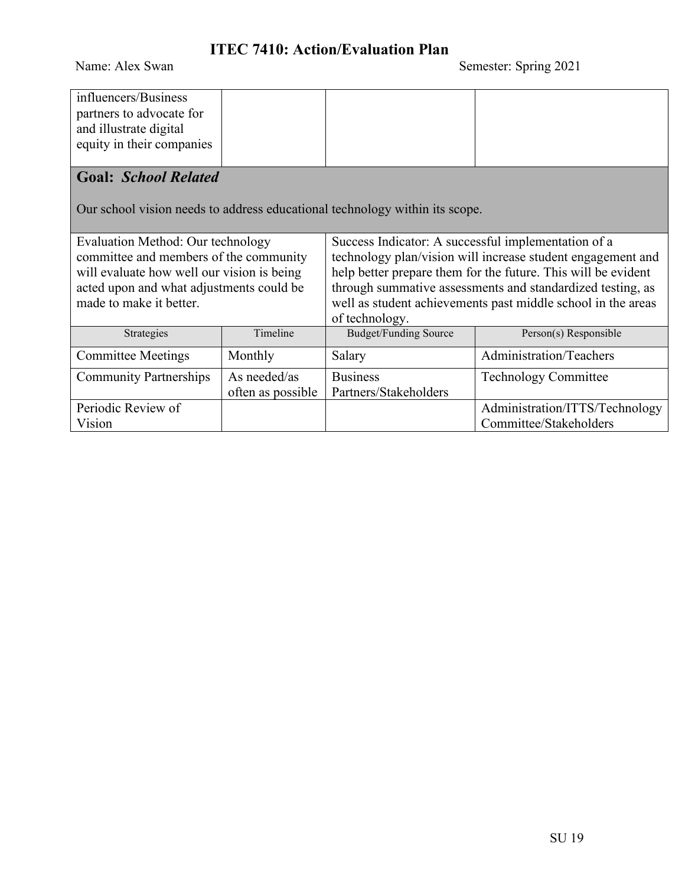# ITEC 7410: Action/Evaluation Plan

Name: Alex Swan

Semester: Spring 2021

| | | | |
|---|---|---|---|
| influencers/Business partners to advocate for and illustrate digital equity in their companies | | | |

## Goal: *School Related*

Our school vision needs to address educational technology within its scope.

| | | | |
|---|---|---|---|
| Evaluation Method: Our technology committee and members of the community will evaluate how well our vision is being acted upon and what adjustments could be made to make it better. | | Success Indicator: A successful implementation of a technology plan/vision will increase student engagement and help better prepare them for the future. This will be evident through summative assessments and standardized testing, as well as student achievements past middle school in the areas of technology. | |
| Strategies | Timeline | Budget/Funding Source | Person(s) Responsible |
| Committee Meetings | Monthly | Salary | Administration/Teachers |
| Community Partnerships | As needed/as often as possible | Business Partners/Stakeholders | Technology Committee |
| Periodic Review of Vision | | | Administration/ITTS/Technology Committee/Stakeholders |